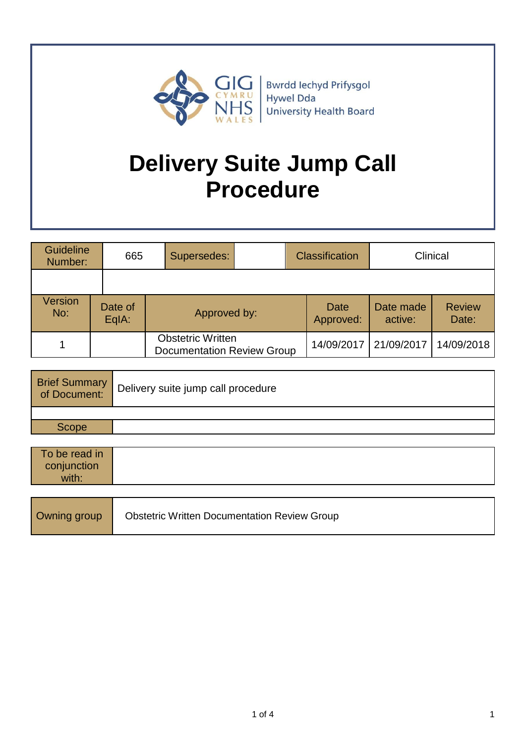Bwrdd Iechyd Prifysgol Hywel Dda University Health Board

# Delivery Suite Jump Call Procedure

| Guideline Number: | 665 | Supersedes: | | Classification | Clinical |
|---|---|---|---|---|---|
| | | | | | |

| Version No: | Date of EqIA: | Approved by: | Date Approved: | Date made active: | Review Date: |
|---|---|---|---|---|---|
| 1 | | Obstetric Written Documentation Review Group | 14/09/2017 | 21/09/2017 | 14/09/2018 |

| Brief Summary of Document: | Delivery suite jump call procedure |
|---|---|
| | |
| Scope | |

| To be read in conjunction with: | |
|---|---|

| Owning group | Obstetric Written Documentation Review Group |
|---|---|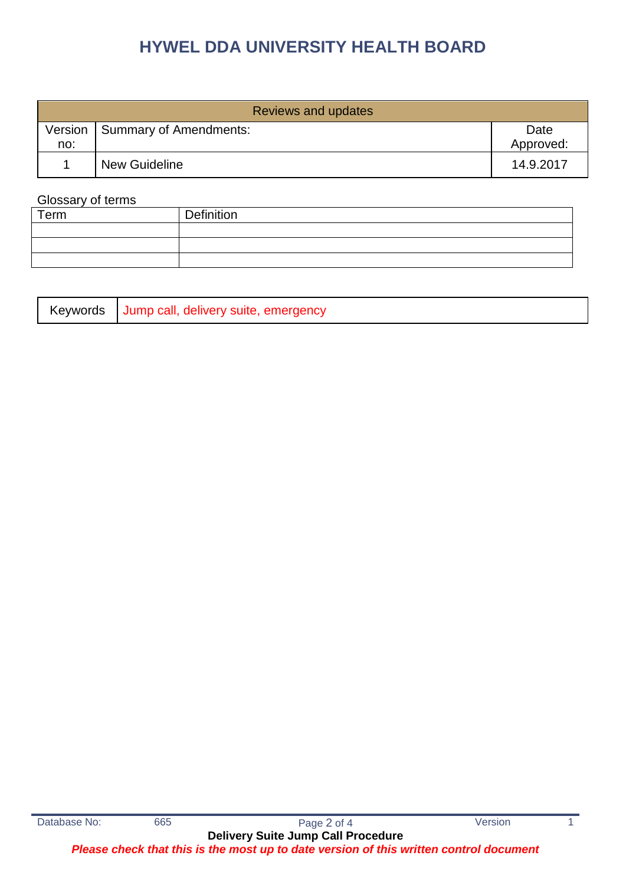# HYWEL DDA UNIVERSITY HEALTH BOARD

| Reviews and updates | | |
|---|---|---|
| Version no: | Summary of Amendments: | Date Approved: |
| 1 | New Guideline | 14.9.2017 |

Glossary of terms

| Term | Definition |
|---|---|
| | |
| | |
| | |

| Keywords | Jump call, delivery suite, emergency |
|---|---|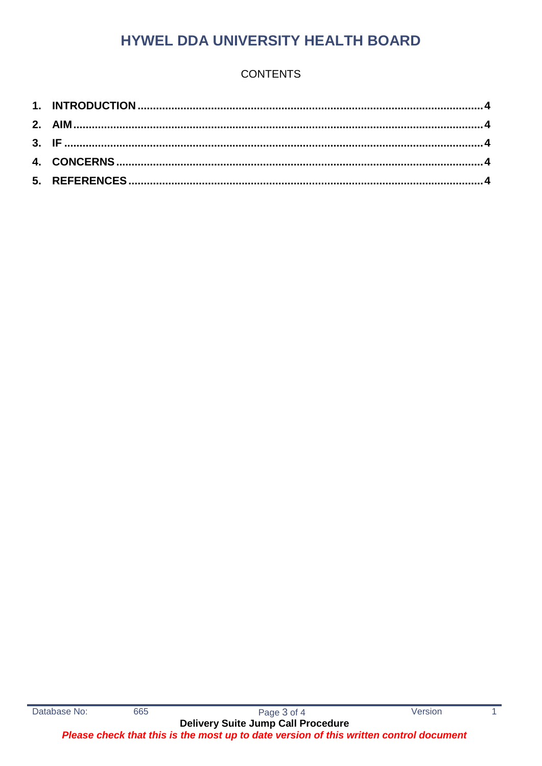# HYWEL DDA UNIVERSITY HEALTH BOARD

CONTENTS

| | | |
|---|---|---|
| **1.** | **INTRODUCTION** | **4** |
| **2.** | **AIM** | **4** |
| **3.** | **IF** | **4** |
| **4.** | **CONCERNS** | **4** |
| **5.** | **REFERENCES** | **4** |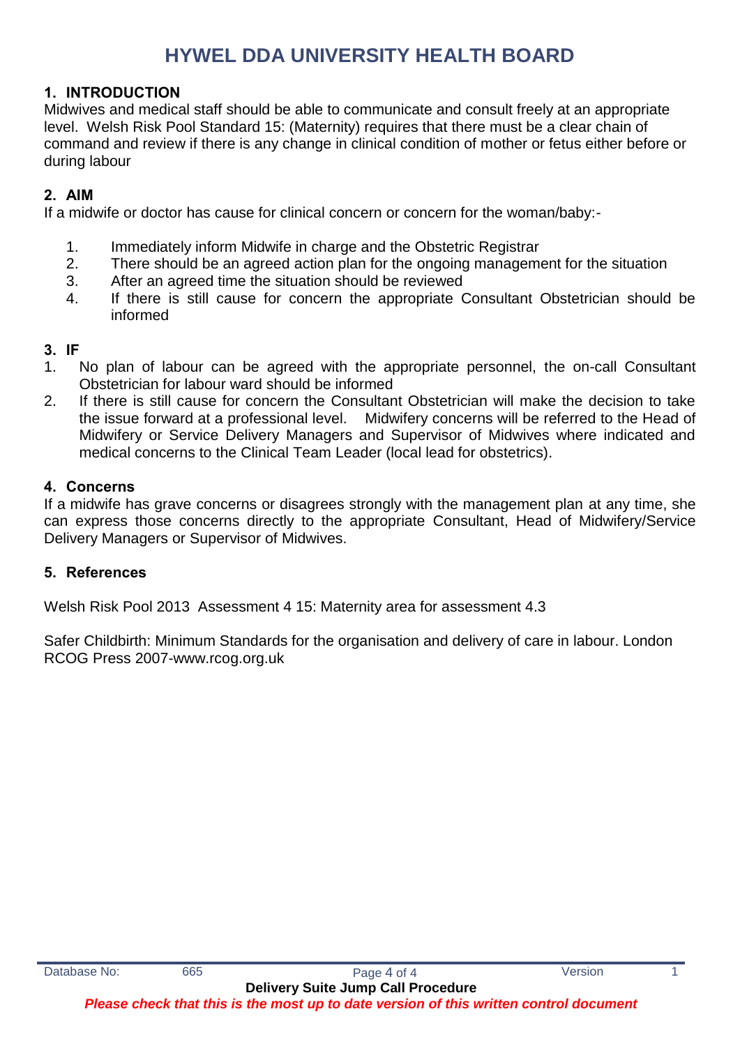# HYWEL DDA UNIVERSITY HEALTH BOARD

## 1. INTRODUCTION

Midwives and medical staff should be able to communicate and consult freely at an appropriate level. Welsh Risk Pool Standard 15: (Maternity) requires that there must be a clear chain of command and review if there is any change in clinical condition of mother or fetus either before or during labour

## 2. AIM

If a midwife or doctor has cause for clinical concern or concern for the woman/baby:-

1. Immediately inform Midwife in charge and the Obstetric Registrar
2. There should be an agreed action plan for the ongoing management for the situation
3. After an agreed time the situation should be reviewed
4. If there is still cause for concern the appropriate Consultant Obstetrician should be informed

## 3. IF

1. No plan of labour can be agreed with the appropriate personnel, the on-call Consultant Obstetrician for labour ward should be informed
2. If there is still cause for concern the Consultant Obstetrician will make the decision to take the issue forward at a professional level. Midwifery concerns will be referred to the Head of Midwifery or Service Delivery Managers and Supervisor of Midwives where indicated and medical concerns to the Clinical Team Leader (local lead for obstetrics).

## 4. Concerns

If a midwife has grave concerns or disagrees strongly with the management plan at any time, she can express those concerns directly to the appropriate Consultant, Head of Midwifery/Service Delivery Managers or Supervisor of Midwives.

## 5. References

Welsh Risk Pool 2013 Assessment 4 15: Maternity area for assessment 4.3

Safer Childbirth: Minimum Standards for the organisation and delivery of care in labour. London RCOG Press 2007-www.rcog.org.uk